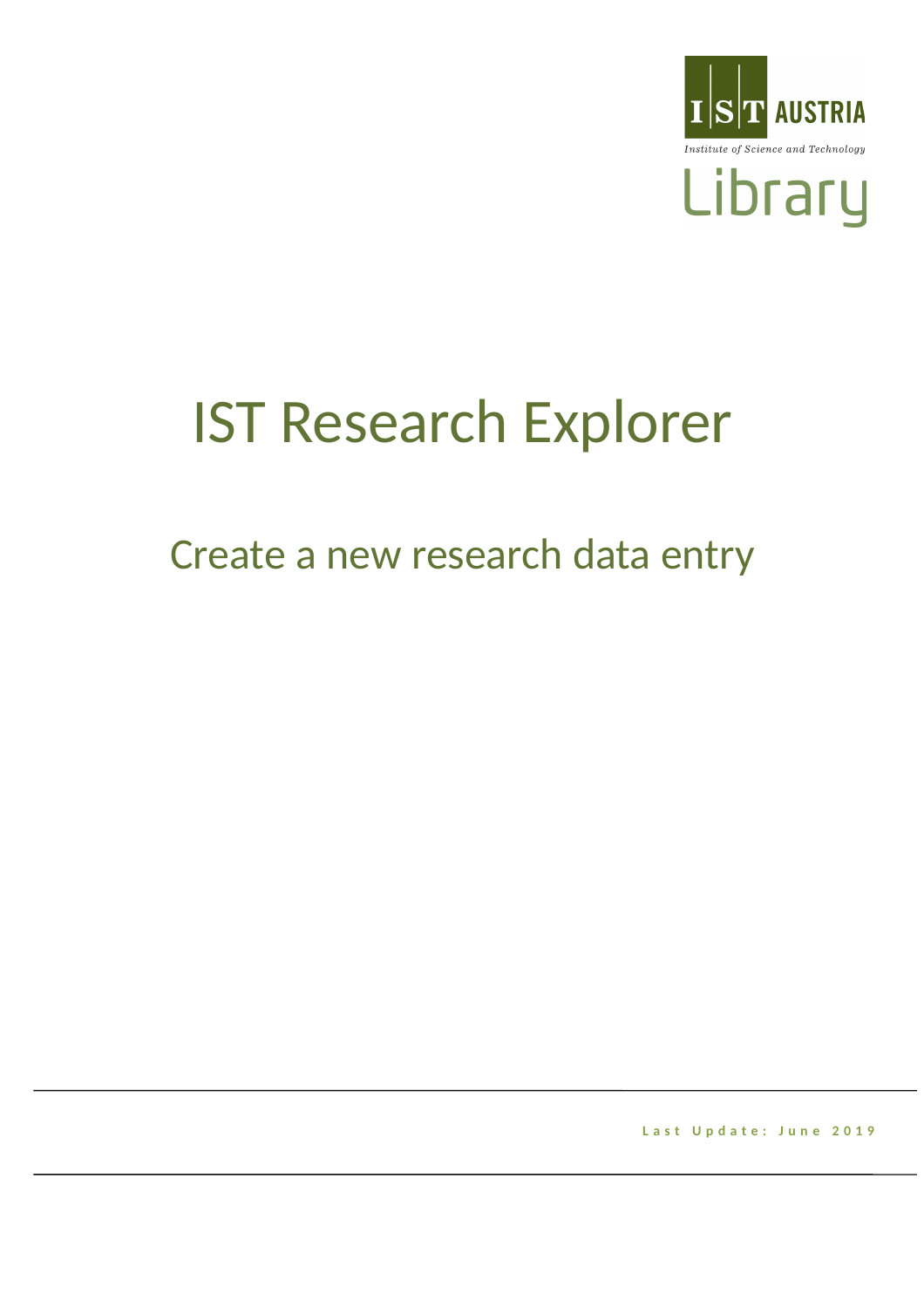IST AUSTRIA

Institute of Science and Technology

Library

# IST Research Explorer

## Create a new research data entry

Last Update: June 2019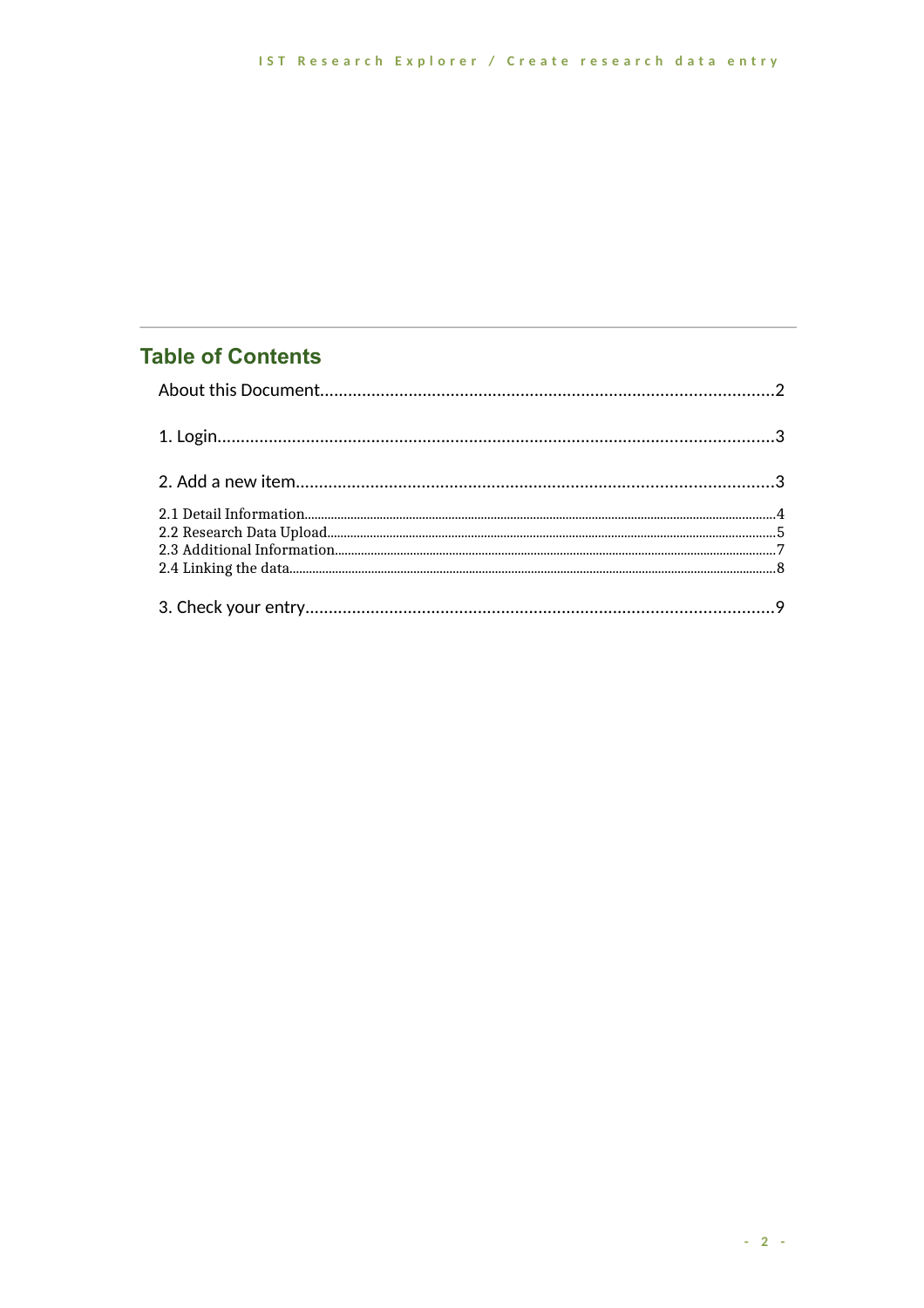## Table of Contents

About this Document.....2

1. Login.....3

2. Add a new item.....3

2.1 Detail Information.....4
2.2 Research Data Upload.....5
2.3 Additional Information.....7
2.4 Linking the data.....8

3. Check your entry.....9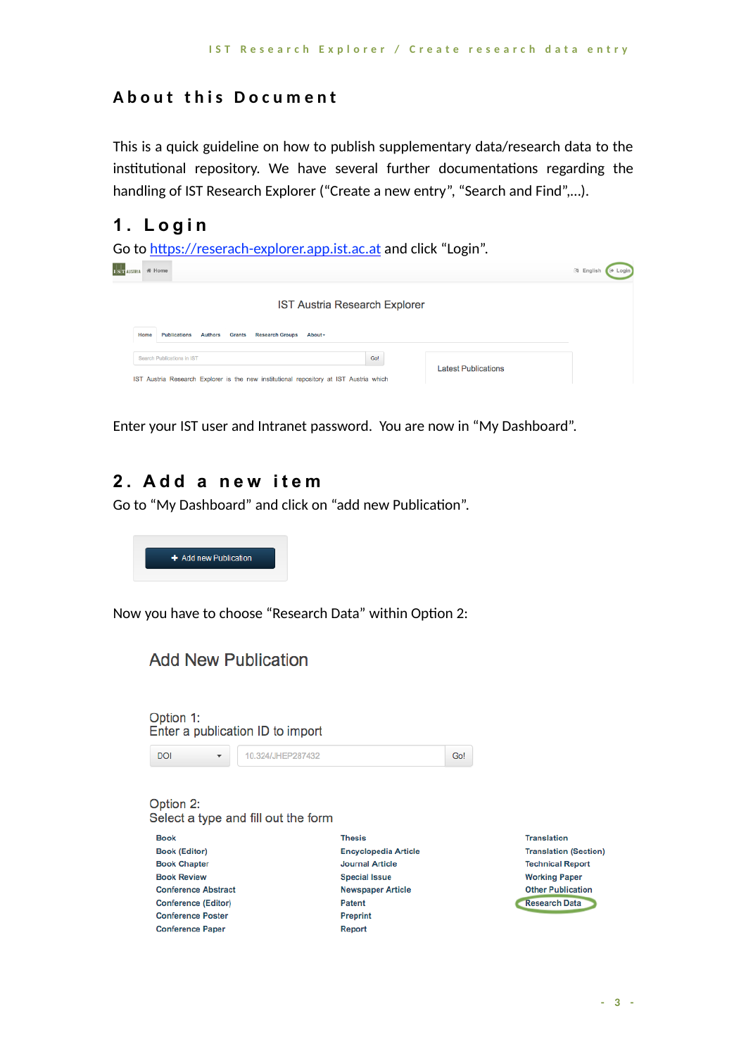# About this Document

This is a quick guideline on how to publish supplementary data/research data to the institutional repository. We have several further documentations regarding the handling of IST Research Explorer (“Create a new entry”, “Search and Find”,…).

## 1. Login

Go to https://reserach-explorer.app.ist.ac.at and click “Login”.

Enter your IST user and Intranet password. You are now in “My Dashboard”.

## 2. Add a new item

Go to “My Dashboard” and click on “add new Publication”.

Now you have to choose “Research Data” within Option 2: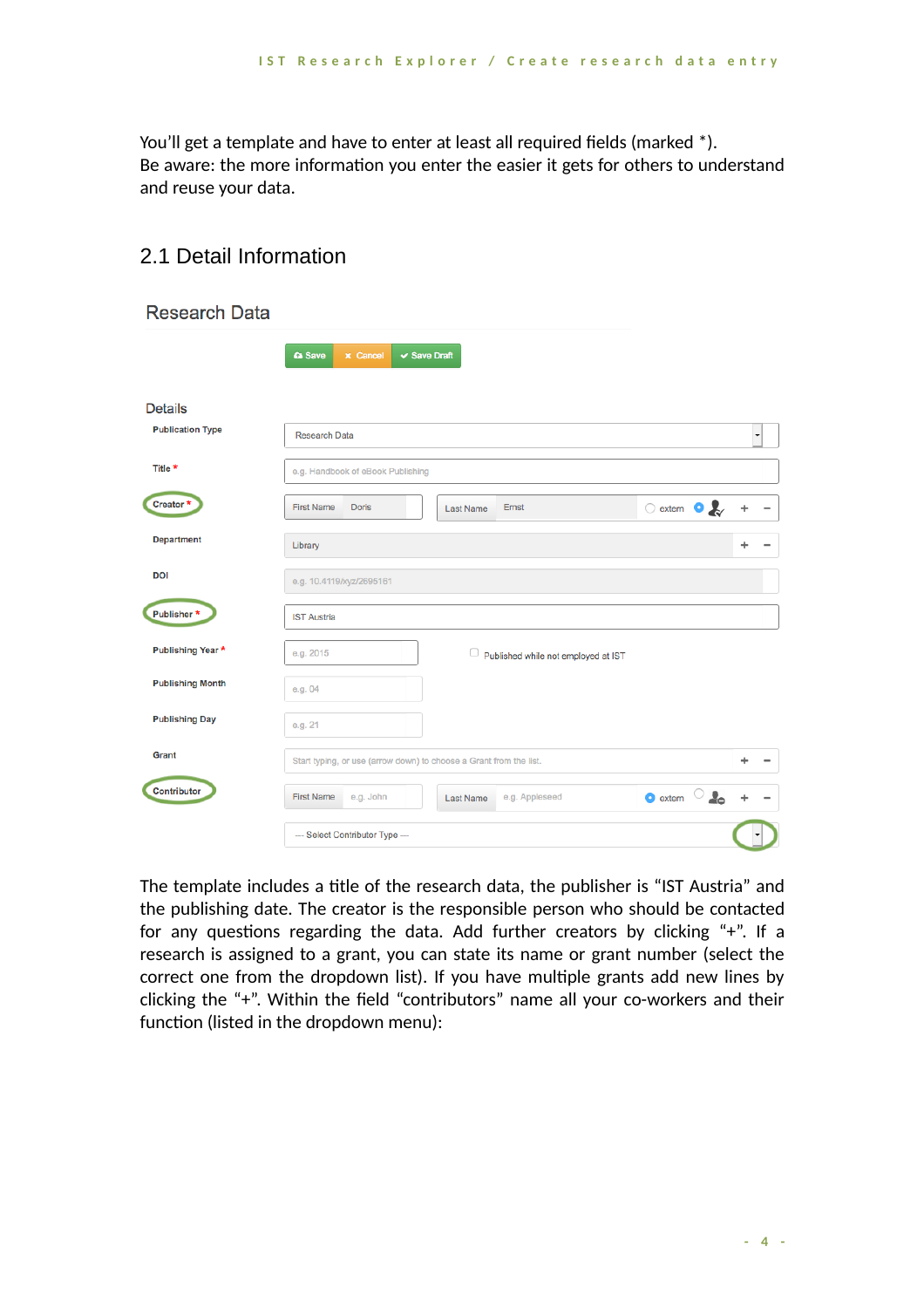You'll get a template and have to enter at least all required fields (marked *).
Be aware: the more information you enter the easier it gets for others to understand and reuse your data.

## 2.1 Detail Information

Research Data

Save | Cancel | Save Draft

Details

| Field | Entry |
|---|---|
| Publication Type | Research Data |
| Title * | e.g. Handbook of eBook Publishing |
| Creator * | First Name: Doris; Last Name: Ernst; extern |
| Department | Library |
| DOI | e.g. 10.4119/xyz/2695161 |
| Publisher * | IST Austria |
| Publishing Year * | e.g. 2015; Published while not employed at IST |
| Publishing Month | e.g. 04 |
| Publishing Day | e.g. 21 |
| Grant | Start typing, or use (arrow down) to choose a Grant from the list. |
| Contributor | First Name: e.g. John; Last Name: e.g. Appleseed; extern; — Select Contributor Type — |

The template includes a title of the research data, the publisher is "IST Austria" and the publishing date. The creator is the responsible person who should be contacted for any questions regarding the data. Add further creators by clicking "+". If a research is assigned to a grant, you can state its name or grant number (select the correct one from the dropdown list). If you have multiple grants add new lines by clicking the "+". Within the field "contributors" name all your co-workers and their function (listed in the dropdown menu):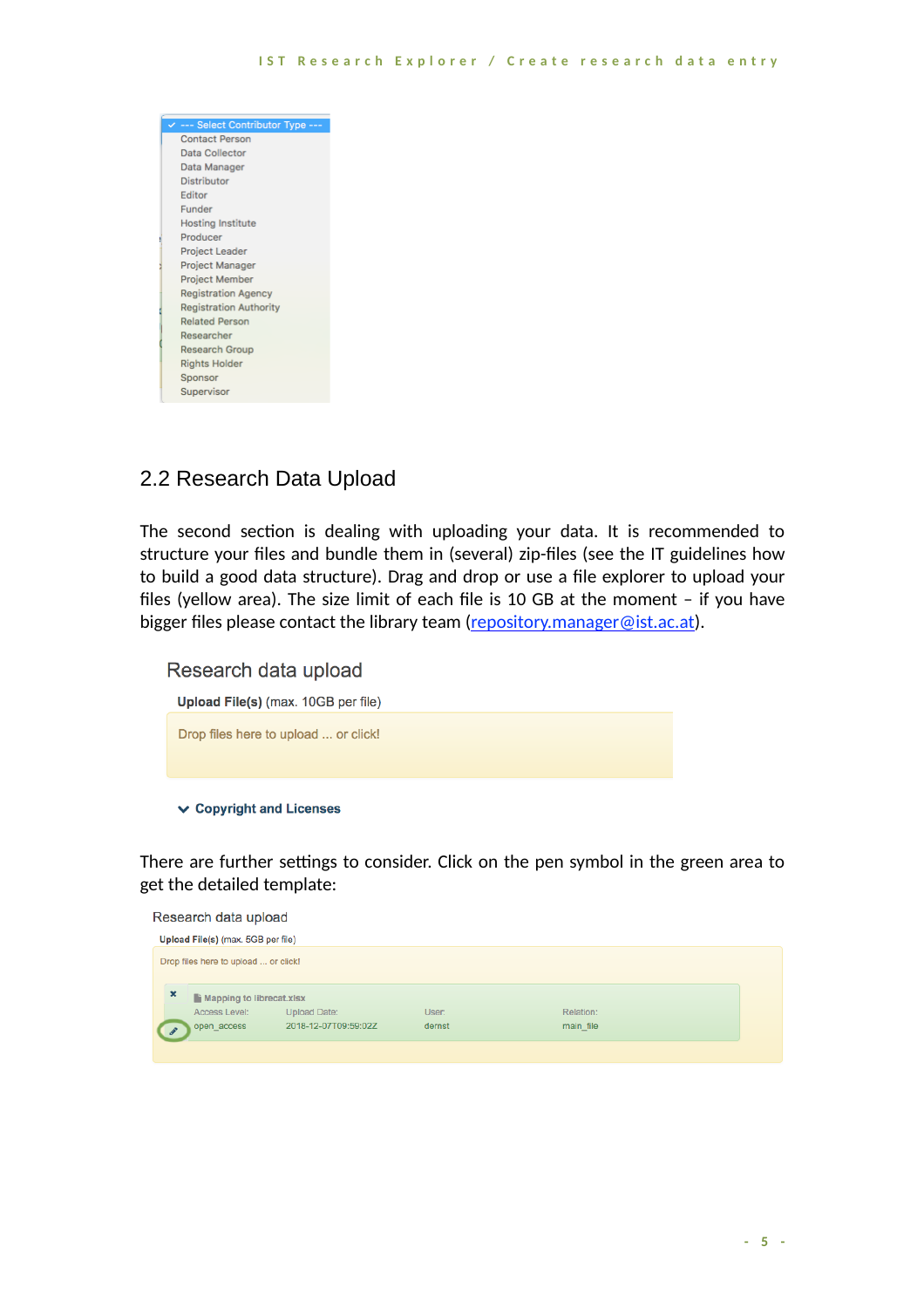- --- Select Contributor Type ---
- Contact Person
- Data Collector
- Data Manager
- Distributor
- Editor
- Funder
- Hosting Institute
- Producer
- Project Leader
- Project Manager
- Project Member
- Registration Agency
- Registration Authority
- Related Person
- Researcher
- Research Group
- Rights Holder
- Sponsor
- Supervisor

## 2.2 Research Data Upload

The second section is dealing with uploading your data. It is recommended to structure your files and bundle them in (several) zip-files (see the IT guidelines how to build a good data structure). Drag and drop or use a file explorer to upload your files (yellow area). The size limit of each file is 10 GB at the moment – if you have bigger files please contact the library team ([repository.manager@ist.ac.at](mailto:repository.manager@ist.ac.at)).

Research data upload

**Upload File(s)** (max. 10GB per file)

Drop files here to upload ... or click!

**Copyright and Licenses**

There are further settings to consider. Click on the pen symbol in the green area to get the detailed template:

Research data upload

**Upload File(s)** (max. 5GB per file)

Drop files here to upload ... or click!

Mapping to librecat.xlsx

| Access Level: | Upload Date: | User: | Relation: |
| --- | --- | --- | --- |
| open_access | 2018-12-07T09:59:02Z | dernst | main_file |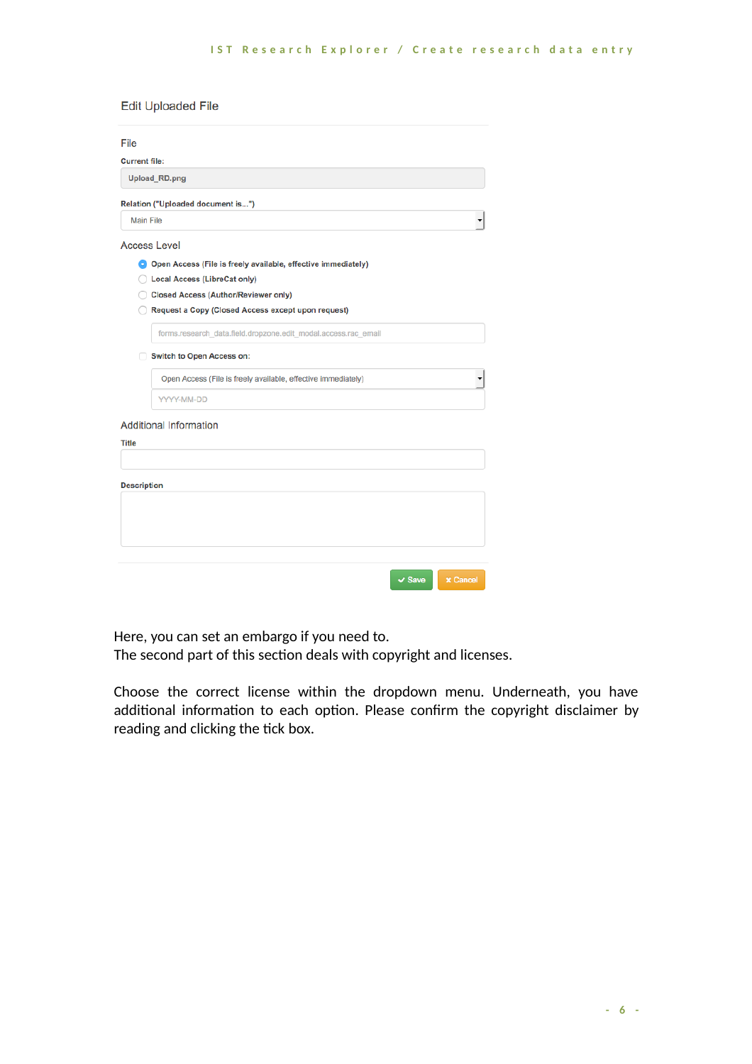Edit Uploaded File

File

Current file:

Upload_RD.png

Relation ("Uploaded document is...")

Main File

Access Level

- Open Access (File is freely available, effective immediately)
- Local Access (LibreCat only)
- Closed Access (Author/Reviewer only)
- Request a Copy (Closed Access except upon request)

forms.research_data.field.dropzone.edit_modal.access.rac_email

Switch to Open Access on:

Open Access (File is freely available, effective immediately)

YYYY-MM-DD

Additional Information

Title

Description

Save | Cancel

Here, you can set an embargo if you need to.
The second part of this section deals with copyright and licenses.

Choose the correct license within the dropdown menu. Underneath, you have additional information to each option. Please confirm the copyright disclaimer by reading and clicking the tick box.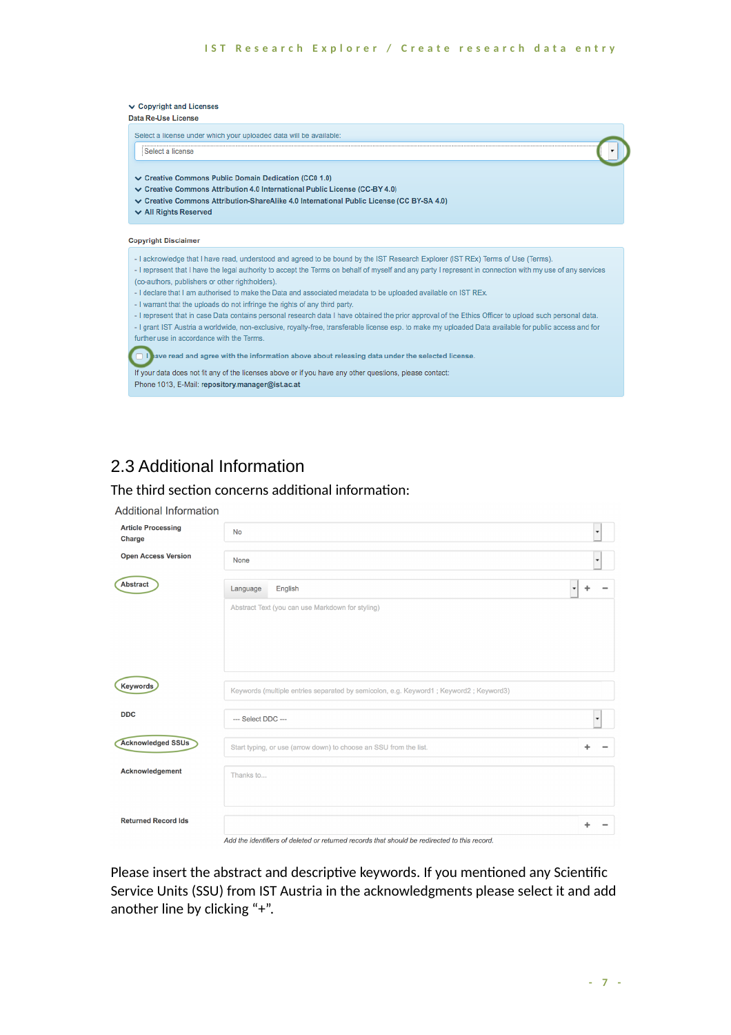Copyright and Licenses

Data Re-Use License

Select a license under which your uploaded data will be available:

Select a license

- Creative Commons Public Domain Dedication (CC0 1.0)
- Creative Commons Attribution 4.0 International Public License (CC-BY 4.0)
- Creative Commons Attribution-ShareAlike 4.0 International Public License (CC BY-SA 4.0)
- All Rights Reserved

Copyright Disclaimer

- I acknowledge that I have read, understood and agreed to be bound by the IST Research Explorer (IST REx) Terms of Use (Terms).
- I represent that I have the legal authority to accept the Terms on behalf of myself and any party I represent in connection with my use of any services (co-authors, publishers or other rightholders).
- I declare that I am authorised to make the Data and associated metadata to be uploaded available on IST REx.
- I warrant that the uploads do not infringe the rights of any third party.
- I represent that in case Data contains personal research data I have obtained the prior approval of the Ethics Officer to upload such personal data.
- I grant IST Austria a worldwide, non-exclusive, royalty-free, transferable license esp. to make my uploaded Data available for public access and for further use in accordance with the Terms.

I have read and agree with the information above about releasing data under the selected license.

If your data does not fit any of the licenses above or if you have any other questions, please contact:
Phone 1013, E-Mail: repository.manager@ist.ac.at

## 2.3 Additional Information

The third section concerns additional information:

Additional Information

| | |
|---|---|
| Article Processing Charge | No |
| Open Access Version | None |
| Abstract | Language English + − / Abstract Text (you can use Markdown for styling) |
| Keywords | Keywords (multiple entries separated by semicolon, e.g. Keyword1 ; Keyword2 ; Keyword3) |
| DDC | --- Select DDC --- |
| Acknowledged SSUs | Start typing, or use (arrow down) to choose an SSU from the list. + − |
| Acknowledgement | Thanks to... |
| Returned Record Ids | + − |

*Add the identifiers of deleted or returned records that should be redirected to this record.*

Please insert the abstract and descriptive keywords. If you mentioned any Scientific Service Units (SSU) from IST Austria in the acknowledgments please select it and add another line by clicking "+".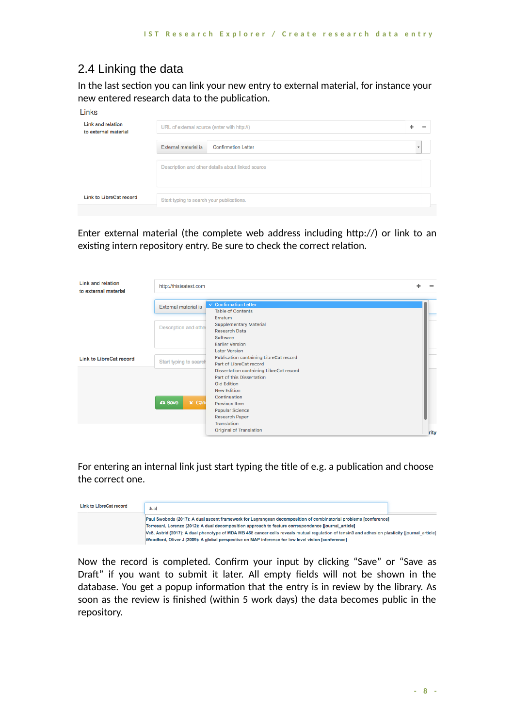## 2.4 Linking the data

In the last section you can link your new entry to external material, for instance your new entered research data to the publication.

Links

Link and relation to external material

URL of external source (enter with http://)

External material is Confirmation Letter

Description and other details about linked source

Link to LibreCat record

Start typing to search your publications.

Enter external material (the complete web address including http://) or link to an existing intern repository entry. Be sure to check the correct relation.

Link and relation to external material

http://thisisatest.com

External material is

- Confirmation Letter
- Table of Contents
- Erratum
- Supplementary Material
- Research Data
- Software
- Earlier Version
- Later Version
- Publication containing LibreCat record
- Part of LibreCat record
- Dissertation containing LibreCat record
- Part of this Dissertation
- Old Edition
- New Edition
- Continuation
- Previous Item
- Popular Science
- Research Paper
- Translation
- Original of Translation

Link to LibreCat record

Save

For entering an internal link just start typing the title of e.g. a publication and choose the correct one.

Link to LibreCat record

dual

Paul Swoboda (2017): A dual ascent framework for Lagrangean decomposition of combinatorial problems [conference]
Torresani, Lorenzo (2012): A dual decomposition approach to feature correspondence [journal_article]
Veß, Astrid (2017): A dual phenotype of MDA MB 468 cancer cells reveals mutual regulation of tensin3 and adhesion plasticity [journal_article]
Woodford, Oliver J (2009): A global perspective on MAP inference for low level vision [conference]

Now the record is completed. Confirm your input by clicking “Save” or “Save as Draft” if you want to submit it later. All empty fields will not be shown in the database. You get a popup information that the entry is in review by the library. As soon as the review is finished (within 5 work days) the data becomes public in the repository.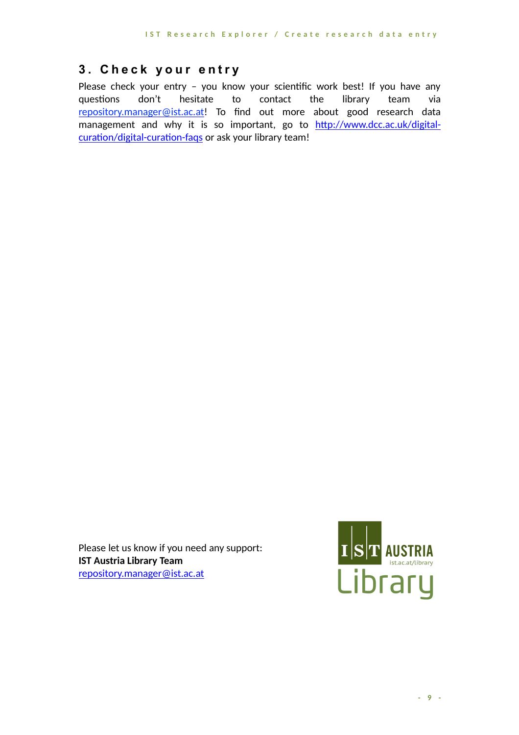## 3. Check your entry

Please check your entry – you know your scientific work best! If you have any questions don't hesitate to contact the library team via [repository.manager@ist.ac.at](mailto:repository.manager@ist.ac.at)! To find out more about good research data management and why it is so important, go to [http://www.dcc.ac.uk/digital-curation/digital-curation-faqs](http://www.dcc.ac.uk/digital-curation/digital-curation-faqs) or ask your library team!

Please let us know if you need any support:
**IST Austria Library Team**
[repository.manager@ist.ac.at](mailto:repository.manager@ist.ac.at)

IST AUSTRIA
ist.ac.at/library
Library